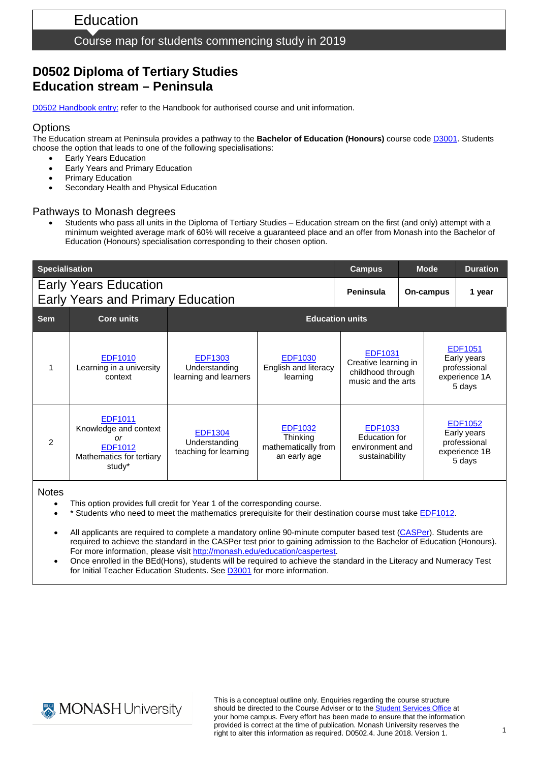Education

Course map for students commencing study in 2019

# D0502 Diploma of Tertiary Studies Education stream – Peninsula

D0502 Handbook entry: refer to the Handbook for authorised course and unit information.

## Options

The Education stream at Peninsula provides a pathway to the **Bachelor of Education (Honours)** course code D3001. Students choose the option that leads to one of the following specialisations:

- Early Years Education
- Early Years and Primary Education
- Primary Education
- Secondary Health and Physical Education

## Pathways to Monash degrees

- Students who pass all units in the Diploma of Tertiary Studies – Education stream on the first (and only) attempt with a minimum weighted average mark of 60% will receive a guaranteed place and an offer from Monash into the Bachelor of Education (Honours) specialisation corresponding to their chosen option.

| Specialisation | | | | | Campus | Mode | Duration |
|---|---|---|---|---|---|---|---|
| Early Years Education<br>Early Years and Primary Education | | | | | **Peninsula** | **On-campus** | **1 year** |

| Sem | Core units | Education units | | | |
|---|---|---|---|---|---|
| 1 | EDF1010<br>Learning in a university context | EDF1303<br>Understanding learning and learners | EDF1030<br>English and literacy learning | EDF1031<br>Creative learning in childhood through music and the arts | EDF1051<br>Early years professional experience 1A<br>5 days |
| 2 | EDF1011<br>Knowledge and context<br>*or*<br>EDF1012<br>Mathematics for tertiary study* | EDF1304<br>Understanding teaching for learning | EDF1032<br>Thinking mathematically from an early age | EDF1033<br>Education for environment and sustainability | EDF1052<br>Early years professional experience 1B<br>5 days |

Notes

- This option provides full credit for Year 1 of the corresponding course.
- * Students who need to meet the mathematics prerequisite for their destination course must take EDF1012.
- All applicants are required to complete a mandatory online 90-minute computer based test (CASPer). Students are required to achieve the standard in the CASPer test prior to gaining admission to the Bachelor of Education (Honours). For more information, please visit http://monash.edu/education/caspertest.
- Once enrolled in the BEd(Hons), students will be required to achieve the standard in the Literacy and Numeracy Test for Initial Teacher Education Students. See D3001 for more information.

MONASH University

This is a conceptual outline only. Enquiries regarding the course structure should be directed to the Course Adviser or to the Student Services Office at your home campus. Every effort has been made to ensure that the information provided is correct at the time of publication. Monash University reserves the right to alter this information as required. D0502.4. June 2018. Version 1.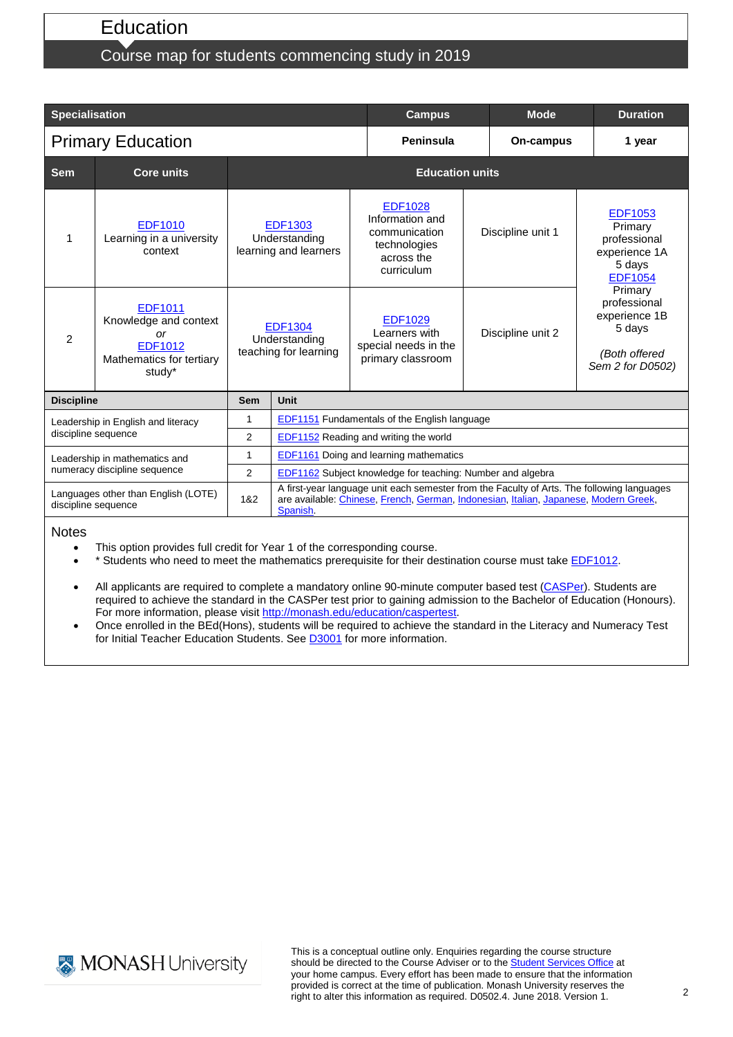# Education

## Course map for students commencing study in 2019

| Specialisation | Campus | Mode | Duration |
|---|---|---|---|
| Primary Education | Peninsula | On-campus | 1 year |

| Sem | Core units | Education units | | | |
|---|---|---|---|---|---|
| 1 | EDF1010 Learning in a university context | EDF1303 Understanding learning and learners | EDF1028 Information and communication technologies across the curriculum | Discipline unit 1 | EDF1053 Primary professional experience 1A 5 days EDF1054 Primary professional experience 1B 5 days *(Both offered Sem 2 for D0502)* |
| 2 | EDF1011 Knowledge and context *or* EDF1012 Mathematics for tertiary study* | EDF1304 Understanding teaching for learning | EDF1029 Learners with special needs in the primary classroom | Discipline unit 2 | |

| Discipline | Sem | Unit |
|---|---|---|
| Leadership in English and literacy discipline sequence | 1 | EDF1151 Fundamentals of the English language |
| | 2 | EDF1152 Reading and writing the world |
| Leadership in mathematics and numeracy discipline sequence | 1 | EDF1161 Doing and learning mathematics |
| | 2 | EDF1162 Subject knowledge for teaching: Number and algebra |
| Languages other than English (LOTE) discipline sequence | 1&2 | A first-year language unit each semester from the Faculty of Arts. The following languages are available: Chinese, French, German, Indonesian, Italian, Japanese, Modern Greek, Spanish. |

### Notes

- This option provides full credit for Year 1 of the corresponding course.
- * Students who need to meet the mathematics prerequisite for their destination course must take EDF1012.
- All applicants are required to complete a mandatory online 90-minute computer based test (CASPer). Students are required to achieve the standard in the CASPer test prior to gaining admission to the Bachelor of Education (Honours). For more information, please visit http://monash.edu/education/caspertest.
- Once enrolled in the BEd(Hons), students will be required to achieve the standard in the Literacy and Numeracy Test for Initial Teacher Education Students. See D3001 for more information.

MONASH University

This is a conceptual outline only. Enquiries regarding the course structure should be directed to the Course Adviser or to the Student Services Office at your home campus. Every effort has been made to ensure that the information provided is correct at the time of publication. Monash University reserves the right to alter this information as required. D0502.4. June 2018. Version 1.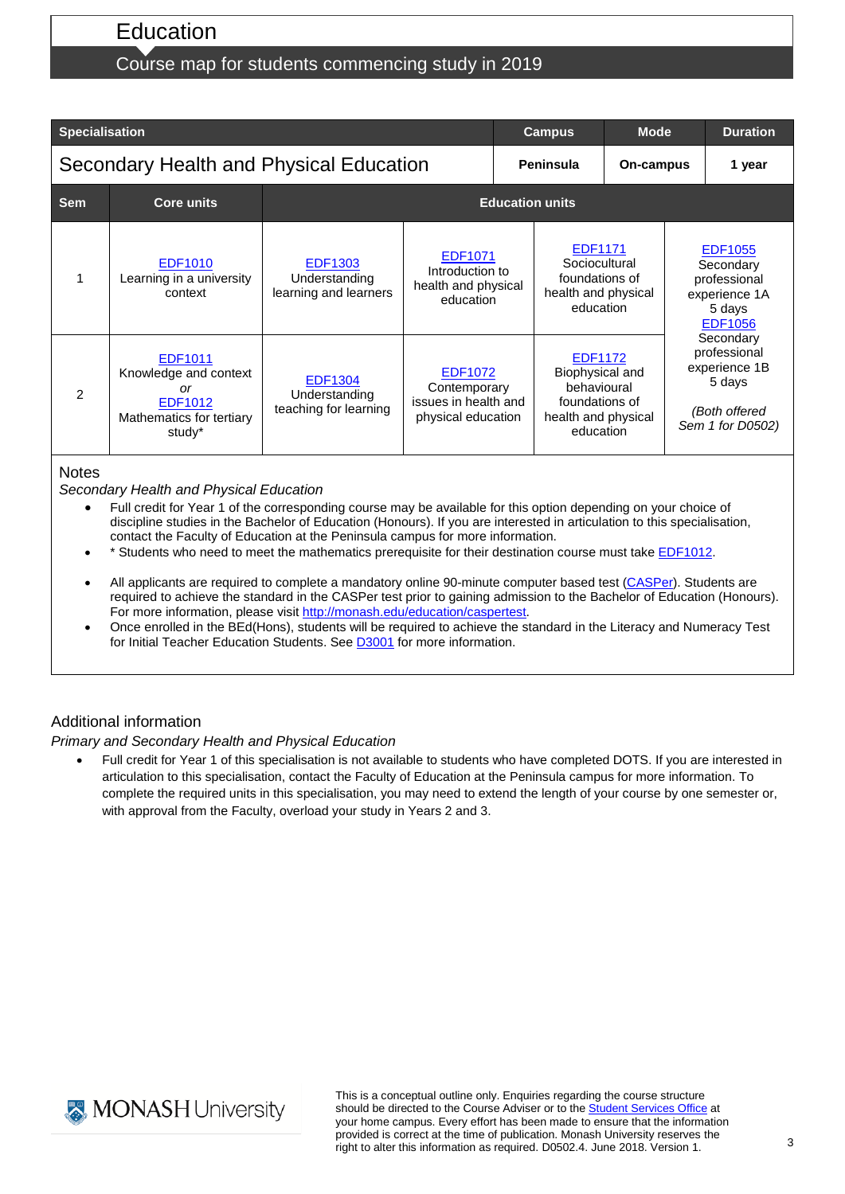# Education

## Course map for students commencing study in 2019

| Specialisation | | | | | Campus | Mode | Duration |
|---|---|---|---|---|---|---|---|
| Secondary Health and Physical Education | | | | | Peninsula | On-campus | 1 year |

| Sem | Core units | Education units | | | |
|---|---|---|---|---|---|
| 1 | EDF1010 Learning in a university context | EDF1303 Understanding learning and learners | EDF1071 Introduction to health and physical education | EDF1171 Sociocultural foundations of health and physical education | EDF1055 Secondary professional experience 1A 5 days EDF1056 Secondary professional experience 1B 5 days *(Both offered Sem 1 for D0502)* |
| 2 | EDF1011 Knowledge and context *or* EDF1012 Mathematics for tertiary study* | EDF1304 Understanding teaching for learning | EDF1072 Contemporary issues in health and physical education | EDF1172 Biophysical and behavioural foundations of health and physical education | |

Notes

*Secondary Health and Physical Education*

- Full credit for Year 1 of the corresponding course may be available for this option depending on your choice of discipline studies in the Bachelor of Education (Honours). If you are interested in articulation to this specialisation, contact the Faculty of Education at the Peninsula campus for more information.
- * Students who need to meet the mathematics prerequisite for their destination course must take EDF1012.
- All applicants are required to complete a mandatory online 90-minute computer based test (CASPer). Students are required to achieve the standard in the CASPer test prior to gaining admission to the Bachelor of Education (Honours). For more information, please visit http://monash.edu/education/caspertest.
- Once enrolled in the BEd(Hons), students will be required to achieve the standard in the Literacy and Numeracy Test for Initial Teacher Education Students. See D3001 for more information.

### Additional information

*Primary and Secondary Health and Physical Education*

- Full credit for Year 1 of this specialisation is not available to students who have completed DOTS. If you are interested in articulation to this specialisation, contact the Faculty of Education at the Peninsula campus for more information. To complete the required units in this specialisation, you may need to extend the length of your course by one semester or, with approval from the Faculty, overload your study in Years 2 and 3.

MONASH University

This is a conceptual outline only. Enquiries regarding the course structure should be directed to the Course Adviser or to the Student Services Office at your home campus. Every effort has been made to ensure that the information provided is correct at the time of publication. Monash University reserves the right to alter this information as required. D0502.4. June 2018. Version 1.